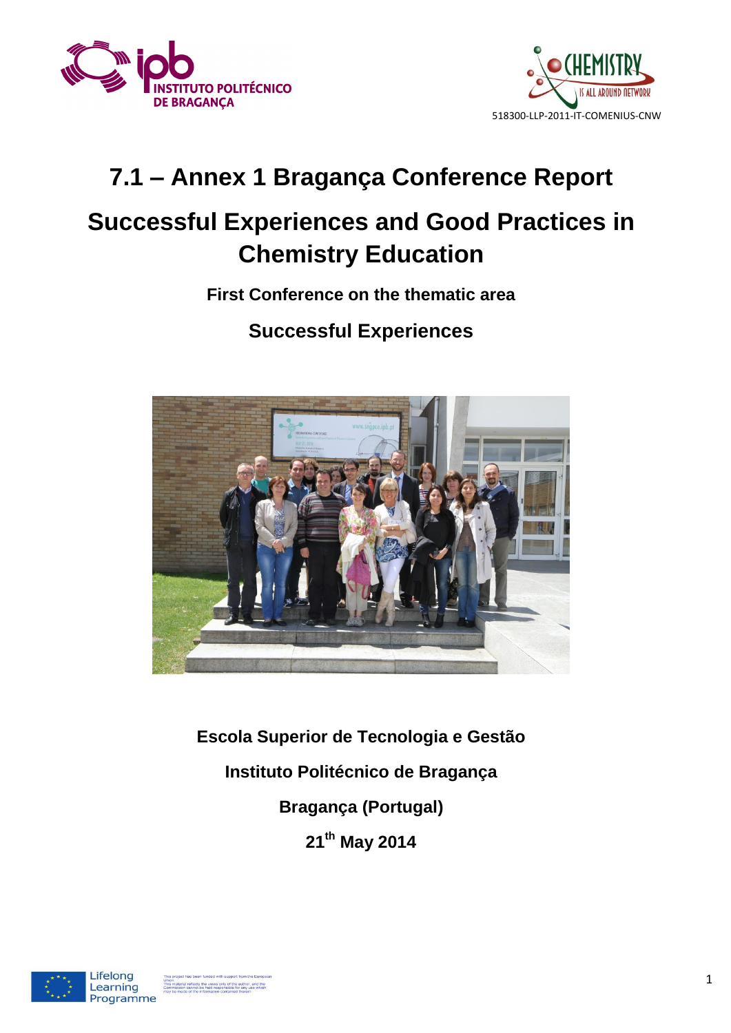518300-LLP-2011-IT-COMENIUS-CNW

# 7.1 – Annex 1 Bragança Conference Report

# Successful Experiences and Good Practices in Chemistry Education

**First Conference on the thematic area**

**Successful Experiences**

**Escola Superior de Tecnologia e Gestão**

**Instituto Politécnico de Bragança**

**Bragança (Portugal)**

**21th May 2014**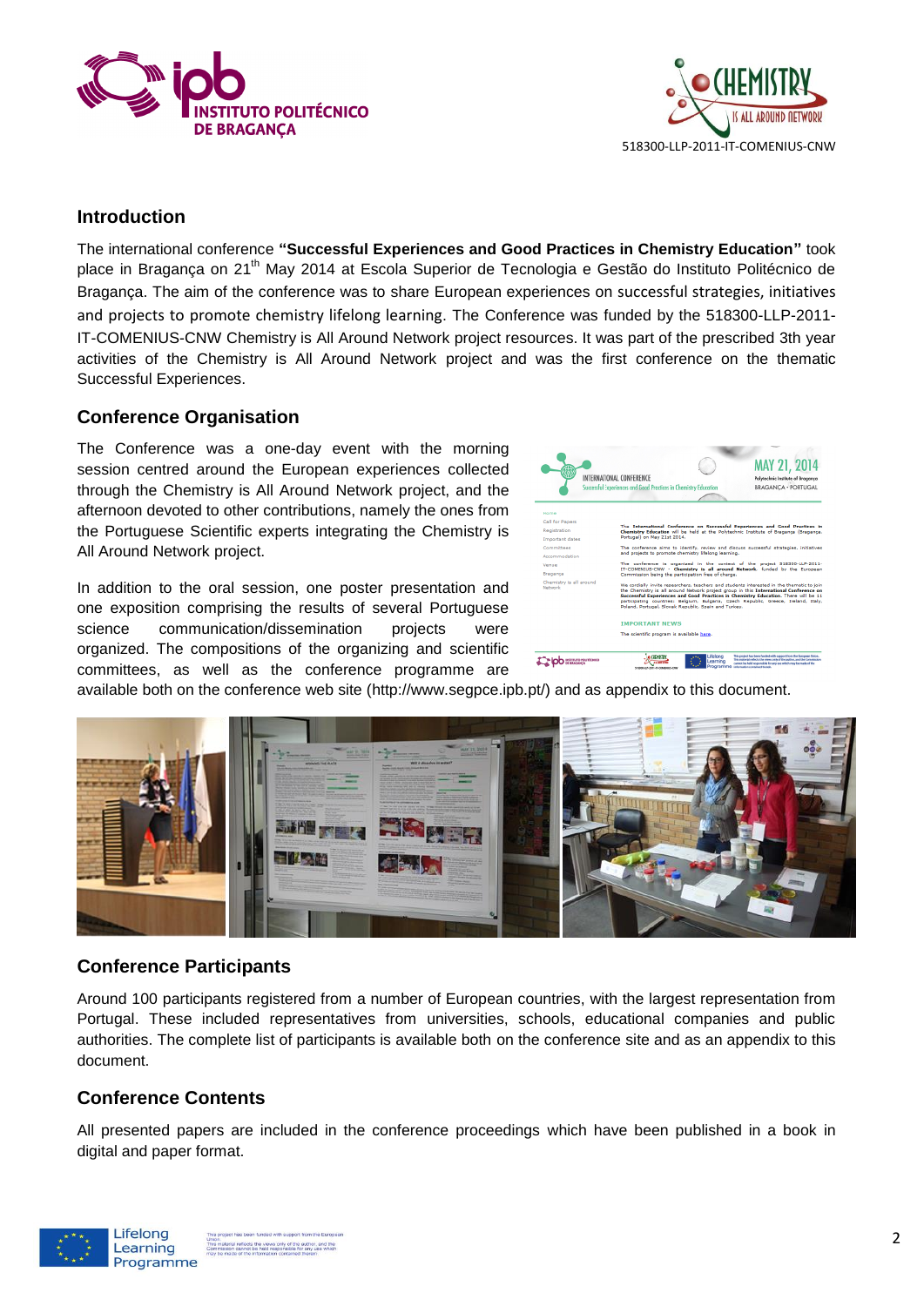## Introduction

The international conference **"Successful Experiences and Good Practices in Chemistry Education"** took place in Bragança on 21[th] May 2014 at Escola Superior de Tecnologia e Gestão do Instituto Politécnico de Bragança. The aim of the conference was to share European experiences on successful strategies, initiatives and projects to promote chemistry lifelong learning. The Conference was funded by the 518300-LLP-2011-IT-COMENIUS-CNW Chemistry is All Around Network project resources. It was part of the prescribed 3th year activities of the Chemistry is All Around Network project and was the first conference on the thematic Successful Experiences.

## Conference Organisation

The Conference was a one-day event with the morning session centred around the European experiences collected through the Chemistry is All Around Network project, and the afternoon devoted to other contributions, namely the ones from the Portuguese Scientific experts integrating the Chemistry is All Around Network project.

In addition to the oral session, one poster presentation and one exposition comprising the results of several Portuguese science communication/dissemination projects were organized. The compositions of the organizing and scientific committees, as well as the conference programme are available both on the conference web site (http://www.segpce.ipb.pt/) and as appendix to this document.

## Conference Participants

Around 100 participants registered from a number of European countries, with the largest representation from Portugal. These included representatives from universities, schools, educational companies and public authorities. The complete list of participants is available both on the conference site and as an appendix to this document.

## Conference Contents

All presented papers are included in the conference proceedings which have been published in a book in digital and paper format.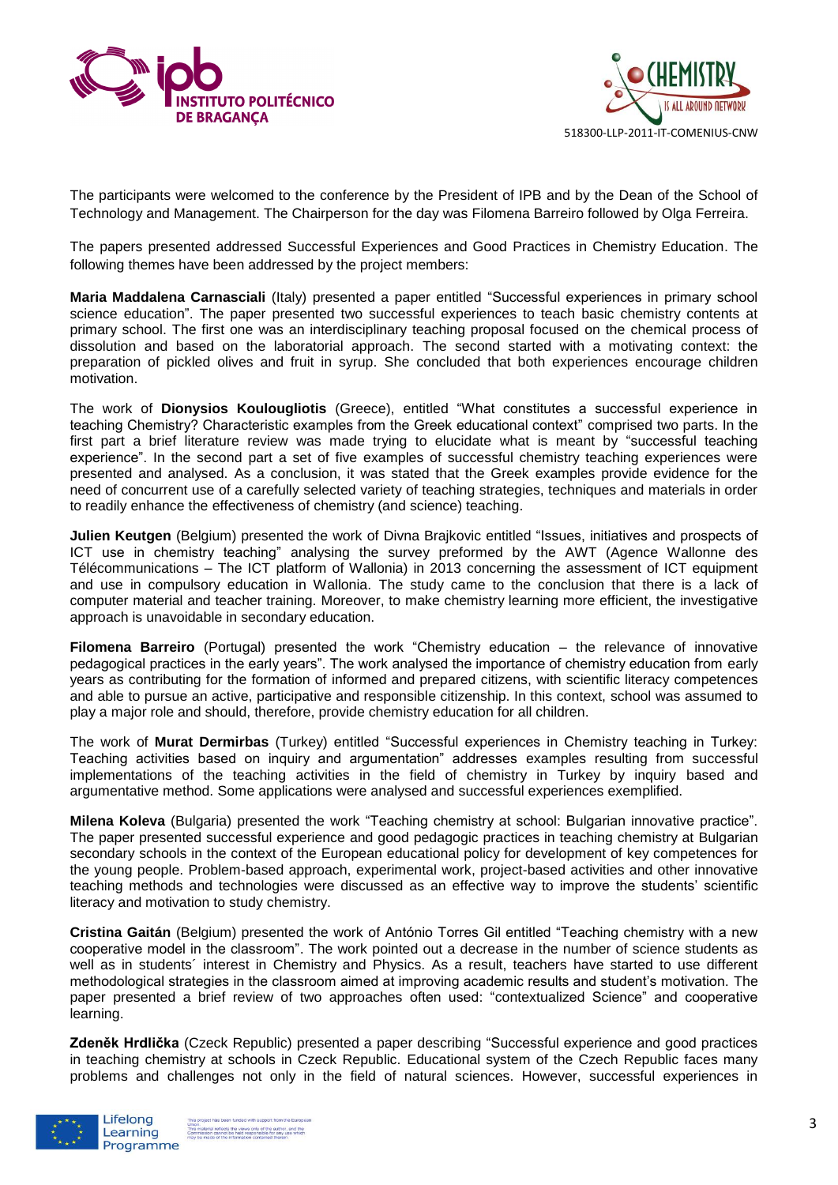The participants were welcomed to the conference by the President of IPB and by the Dean of the School of Technology and Management. The Chairperson for the day was Filomena Barreiro followed by Olga Ferreira.

The papers presented addressed Successful Experiences and Good Practices in Chemistry Education. The following themes have been addressed by the project members:

**Maria Maddalena Carnasciali** (Italy) presented a paper entitled "Successful experiences in primary school science education". The paper presented two successful experiences to teach basic chemistry contents at primary school. The first one was an interdisciplinary teaching proposal focused on the chemical process of dissolution and based on the laboratorial approach. The second started with a motivating context: the preparation of pickled olives and fruit in syrup. She concluded that both experiences encourage children motivation.

The work of **Dionysios Koulougliotis** (Greece), entitled "What constitutes a successful experience in teaching Chemistry? Characteristic examples from the Greek educational context" comprised two parts. In the first part a brief literature review was made trying to elucidate what is meant by "successful teaching experience". In the second part a set of five examples of successful chemistry teaching experiences were presented and analysed. As a conclusion, it was stated that the Greek examples provide evidence for the need of concurrent use of a carefully selected variety of teaching strategies, techniques and materials in order to readily enhance the effectiveness of chemistry (and science) teaching.

**Julien Keutgen** (Belgium) presented the work of Divna Brajkovic entitled "Issues, initiatives and prospects of ICT use in chemistry teaching" analysing the survey preformed by the AWT (Agence Wallonne des Télécommunications – The ICT platform of Wallonia) in 2013 concerning the assessment of ICT equipment and use in compulsory education in Wallonia. The study came to the conclusion that there is a lack of computer material and teacher training. Moreover, to make chemistry learning more efficient, the investigative approach is unavoidable in secondary education.

**Filomena Barreiro** (Portugal) presented the work "Chemistry education – the relevance of innovative pedagogical practices in the early years". The work analysed the importance of chemistry education from early years as contributing for the formation of informed and prepared citizens, with scientific literacy competences and able to pursue an active, participative and responsible citizenship. In this context, school was assumed to play a major role and should, therefore, provide chemistry education for all children.

The work of **Murat Dermirbas** (Turkey) entitled "Successful experiences in Chemistry teaching in Turkey: Teaching activities based on inquiry and argumentation" addresses examples resulting from successful implementations of the teaching activities in the field of chemistry in Turkey by inquiry based and argumentative method. Some applications were analysed and successful experiences exemplified.

**Milena Koleva** (Bulgaria) presented the work "Teaching chemistry at school: Bulgarian innovative practice". The paper presented successful experience and good pedagogic practices in teaching chemistry at Bulgarian secondary schools in the context of the European educational policy for development of key competences for the young people. Problem-based approach, experimental work, project-based activities and other innovative teaching methods and technologies were discussed as an effective way to improve the students' scientific literacy and motivation to study chemistry.

**Cristina Gaitán** (Belgium) presented the work of António Torres Gil entitled "Teaching chemistry with a new cooperative model in the classroom". The work pointed out a decrease in the number of science students as well as in students´ interest in Chemistry and Physics. As a result, teachers have started to use different methodological strategies in the classroom aimed at improving academic results and student's motivation. The paper presented a brief review of two approaches often used: "contextualized Science" and cooperative learning.

**Zdeněk Hrdlička** (Czeck Republic) presented a paper describing "Successful experience and good practices in teaching chemistry at schools in Czeck Republic. Educational system of the Czech Republic faces many problems and challenges not only in the field of natural sciences. However, successful experiences in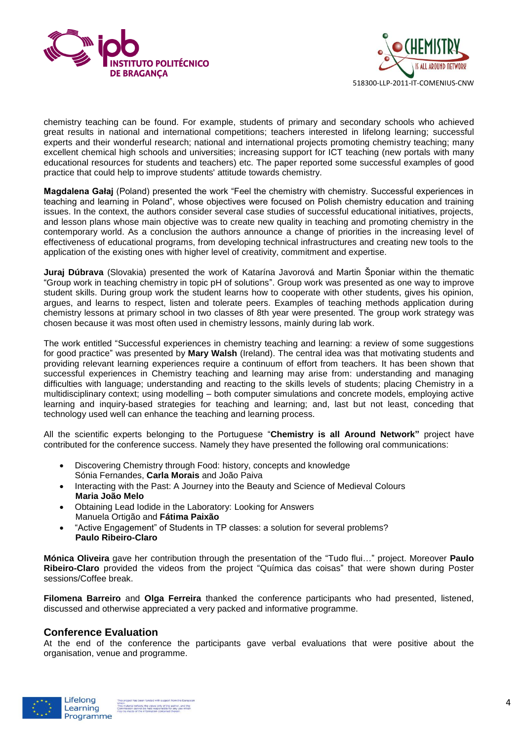chemistry teaching can be found. For example, students of primary and secondary schools who achieved great results in national and international competitions; teachers interested in lifelong learning; successful experts and their wonderful research; national and international projects promoting chemistry teaching; many excellent chemical high schools and universities; increasing support for ICT teaching (new portals with many educational resources for students and teachers) etc. The paper reported some successful examples of good practice that could help to improve students' attitude towards chemistry.

**Magdalena Gałaj** (Poland) presented the work "Feel the chemistry with chemistry. Successful experiences in teaching and learning in Poland", whose objectives were focused on Polish chemistry education and training issues. In the context, the authors consider several case studies of successful educational initiatives, projects, and lesson plans whose main objective was to create new quality in teaching and promoting chemistry in the contemporary world. As a conclusion the authors announce a change of priorities in the increasing level of effectiveness of educational programs, from developing technical infrastructures and creating new tools to the application of the existing ones with higher level of creativity, commitment and expertise.

**Juraj Dúbrava** (Slovakia) presented the work of Katarína Javorová and Martin Šponiar within the thematic "Group work in teaching chemistry in topic pH of solutions". Group work was presented as one way to improve student skills. During group work the student learns how to cooperate with other students, gives his opinion, argues, and learns to respect, listen and tolerate peers. Examples of teaching methods application during chemistry lessons at primary school in two classes of 8th year were presented. The group work strategy was chosen because it was most often used in chemistry lessons, mainly during lab work.

The work entitled "Successful experiences in chemistry teaching and learning: a review of some suggestions for good practice" was presented by **Mary Walsh** (Ireland). The central idea was that motivating students and providing relevant learning experiences require a continuum of effort from teachers. It has been shown that successful experiences in Chemistry teaching and learning may arise from: understanding and managing difficulties with language; understanding and reacting to the skills levels of students; placing Chemistry in a multidisciplinary context; using modelling – both computer simulations and concrete models, employing active learning and inquiry-based strategies for teaching and learning; and, last but not least, conceding that technology used well can enhance the teaching and learning process.

All the scientific experts belonging to the Portuguese "**Chemistry is all Around Network"** project have contributed for the conference success. Namely they have presented the following oral communications:

- Discovering Chemistry through Food: history, concepts and knowledge
  Sónia Fernandes, **Carla Morais** and João Paiva
- Interacting with the Past: A Journey into the Beauty and Science of Medieval Colours
  **Maria João Melo**
- Obtaining Lead Iodide in the Laboratory: Looking for Answers
  Manuela Ortigão and **Fátima Paixão**
- "Active Engagement" of Students in TP classes: a solution for several problems?
  **Paulo Ribeiro-Claro**

**Mónica Oliveira** gave her contribution through the presentation of the "Tudo flui…" project. Moreover **Paulo Ribeiro-Claro** provided the videos from the project "Química das coisas" that were shown during Poster sessions/Coffee break.

**Filomena Barreiro** and **Olga Ferreira** thanked the conference participants who had presented, listened, discussed and otherwise appreciated a very packed and informative programme.

## Conference Evaluation

At the end of the conference the participants gave verbal evaluations that were positive about the organisation, venue and programme.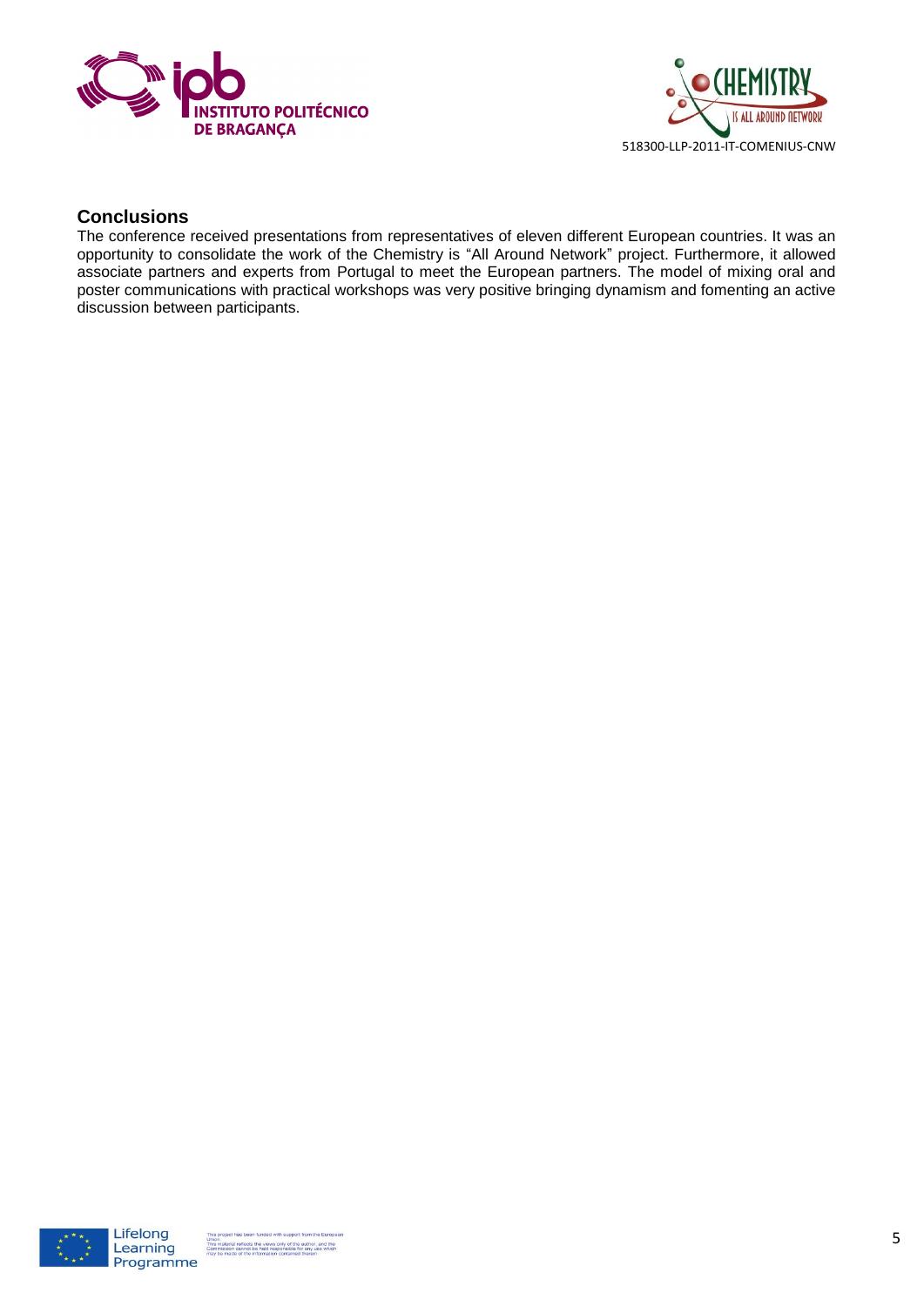## Conclusions

The conference received presentations from representatives of eleven different European countries. It was an opportunity to consolidate the work of the Chemistry is "All Around Network" project. Furthermore, it allowed associate partners and experts from Portugal to meet the European partners. The model of mixing oral and poster communications with practical workshops was very positive bringing dynamism and fomenting an active discussion between participants.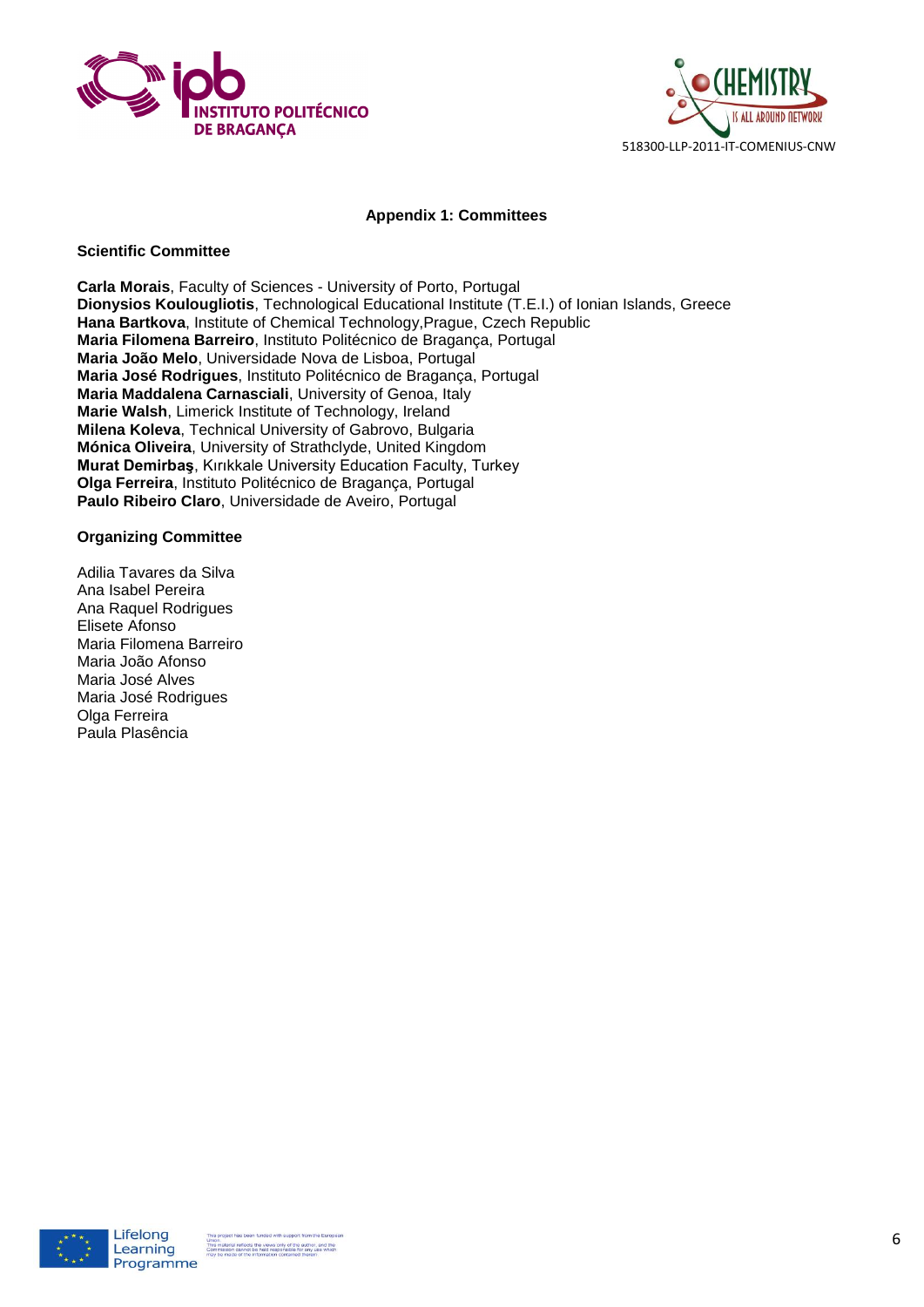## Appendix 1: Committees

### Scientific Committee

**Carla Morais**, Faculty of Sciences - University of Porto, Portugal
**Dionysios Koulougliotis**, Technological Educational Institute (T.E.I.) of Ionian Islands, Greece
**Hana Bartkova**, Institute of Chemical Technology,Prague, Czech Republic
**Maria Filomena Barreiro**, Instituto Politécnico de Bragança, Portugal
**Maria João Melo**, Universidade Nova de Lisboa, Portugal
**Maria José Rodrigues**, Instituto Politécnico de Bragança, Portugal
**Maria Maddalena Carnasciali**, University of Genoa, Italy
**Marie Walsh**, Limerick Institute of Technology, Ireland
**Milena Koleva**, Technical University of Gabrovo, Bulgaria
**Mónica Oliveira**, University of Strathclyde, United Kingdom
**Murat Demirbaş**, Kırıkkale University Education Faculty, Turkey
**Olga Ferreira**, Instituto Politécnico de Bragança, Portugal
**Paulo Ribeiro Claro**, Universidade de Aveiro, Portugal

### Organizing Committee

Adilia Tavares da Silva
Ana Isabel Pereira
Ana Raquel Rodrigues
Elisete Afonso
Maria Filomena Barreiro
Maria João Afonso
Maria José Alves
Maria José Rodrigues
Olga Ferreira
Paula Plasência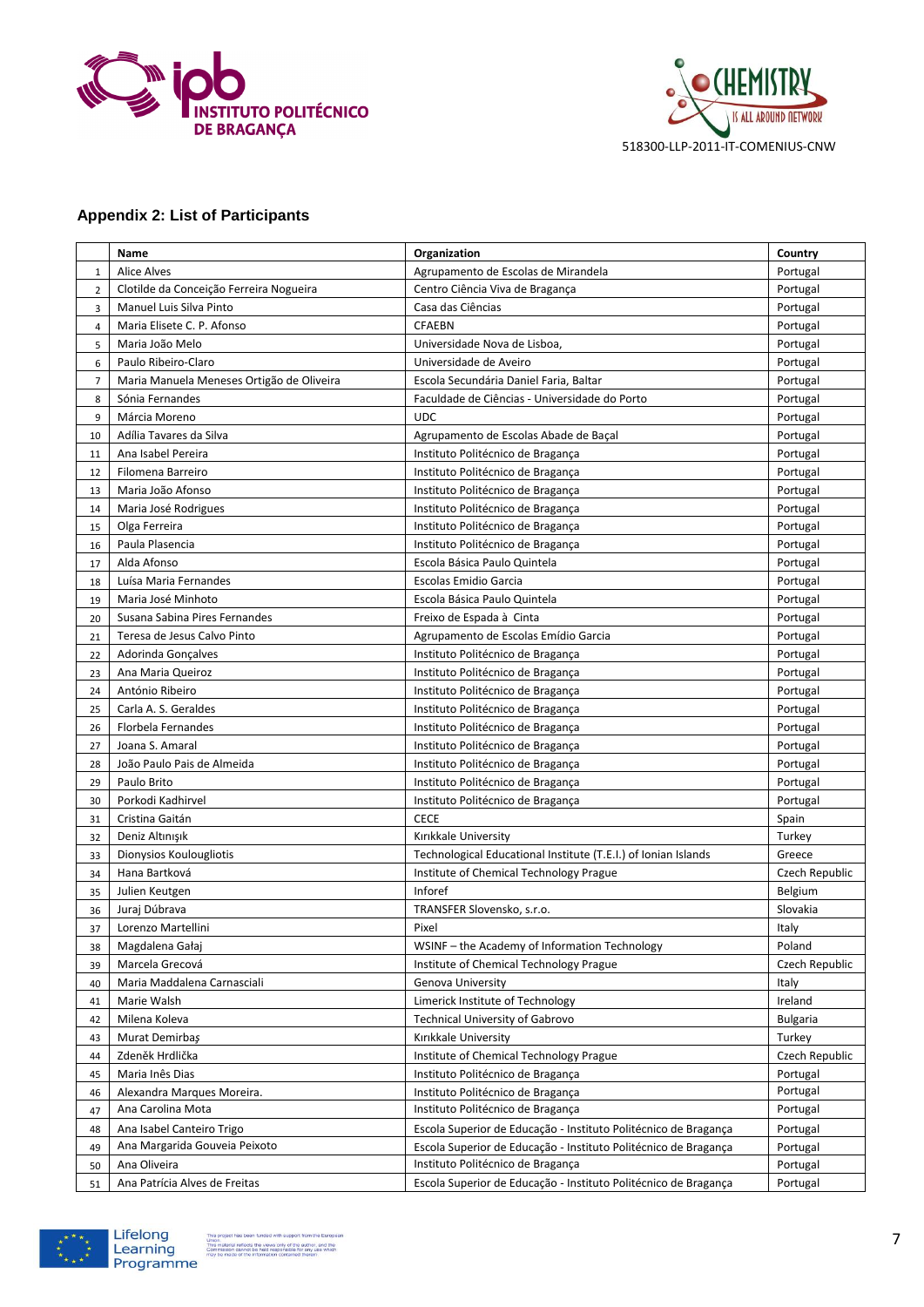## Appendix 2: List of Participants

| | Name | Organization | Country |
|---|---|---|---|
| 1 | Alice Alves | Agrupamento de Escolas de Mirandela | Portugal |
| 2 | Clotilde da Conceição Ferreira Nogueira | Centro Ciência Viva de Bragança | Portugal |
| 3 | Manuel Luis Silva Pinto | Casa das Ciências | Portugal |
| 4 | Maria Elisete C. P. Afonso | CFAEBN | Portugal |
| 5 | Maria João Melo | Universidade Nova de Lisboa, | Portugal |
| 6 | Paulo Ribeiro-Claro | Universidade de Aveiro | Portugal |
| 7 | Maria Manuela Meneses Ortigão de Oliveira | Escola Secundária Daniel Faria, Baltar | Portugal |
| 8 | Sónia Fernandes | Faculdade de Ciências - Universidade do Porto | Portugal |
| 9 | Márcia Moreno | UDC | Portugal |
| 10 | Adília Tavares da Silva | Agrupamento de Escolas Abade de Baçal | Portugal |
| 11 | Ana Isabel Pereira | Instituto Politécnico de Bragança | Portugal |
| 12 | Filomena Barreiro | Instituto Politécnico de Bragança | Portugal |
| 13 | Maria João Afonso | Instituto Politécnico de Bragança | Portugal |
| 14 | Maria José Rodrigues | Instituto Politécnico de Bragança | Portugal |
| 15 | Olga Ferreira | Instituto Politécnico de Bragança | Portugal |
| 16 | Paula Plasencia | Instituto Politécnico de Bragança | Portugal |
| 17 | Alda Afonso | Escola Básica Paulo Quintela | Portugal |
| 18 | Luísa Maria Fernandes | Escolas Emidio Garcia | Portugal |
| 19 | Maria José Minhoto | Escola Básica Paulo Quintela | Portugal |
| 20 | Susana Sabina Pires Fernandes | Freixo de Espada à Cinta | Portugal |
| 21 | Teresa de Jesus Calvo Pinto | Agrupamento de Escolas Emídio Garcia | Portugal |
| 22 | Adorinda Gonçalves | Instituto Politécnico de Bragança | Portugal |
| 23 | Ana Maria Queiroz | Instituto Politécnico de Bragança | Portugal |
| 24 | António Ribeiro | Instituto Politécnico de Bragança | Portugal |
| 25 | Carla A. S. Geraldes | Instituto Politécnico de Bragança | Portugal |
| 26 | Florbela Fernandes | Instituto Politécnico de Bragança | Portugal |
| 27 | Joana S. Amaral | Instituto Politécnico de Bragança | Portugal |
| 28 | João Paulo Pais de Almeida | Instituto Politécnico de Bragança | Portugal |
| 29 | Paulo Brito | Instituto Politécnico de Bragança | Portugal |
| 30 | Porkodi Kadhirvel | Instituto Politécnico de Bragança | Portugal |
| 31 | Cristina Gaitán | CECE | Spain |
| 32 | Deniz Altınışık | Kırıkkale University | Turkey |
| 33 | Dionysios Koulougliotis | Technological Educational Institute (T.E.I.) of Ionian Islands | Greece |
| 34 | Hana Bartková | Institute of Chemical Technology Prague | Czech Republic |
| 35 | Julien Keutgen | Inforef | Belgium |
| 36 | Juraj Dúbrava | TRANSFER Slovensko, s.r.o. | Slovakia |
| 37 | Lorenzo Martellini | Pixel | Italy |
| 38 | Magdalena Gałaj | WSINF – the Academy of Information Technology | Poland |
| 39 | Marcela Grecová | Institute of Chemical Technology Prague | Czech Republic |
| 40 | Maria Maddalena Carnasciali | Genova University | Italy |
| 41 | Marie Walsh | Limerick Institute of Technology | Ireland |
| 42 | Milena Koleva | Technical University of Gabrovo | Bulgaria |
| 43 | Murat Demirbaş | Kırıkkale University | Turkey |
| 44 | Zdeněk Hrdlička | Institute of Chemical Technology Prague | Czech Republic |
| 45 | Maria Inês Dias | Instituto Politécnico de Bragança | Portugal |
| 46 | Alexandra Marques Moreira. | Instituto Politécnico de Bragança | Portugal |
| 47 | Ana Carolina Mota | Instituto Politécnico de Bragança | Portugal |
| 48 | Ana Isabel Canteiro Trigo | Escola Superior de Educação - Instituto Politécnico de Bragança | Portugal |
| 49 | Ana Margarida Gouveia Peixoto | Escola Superior de Educação - Instituto Politécnico de Bragança | Portugal |
| 50 | Ana Oliveira | Instituto Politécnico de Bragança | Portugal |
| 51 | Ana Patrícia Alves de Freitas | Escola Superior de Educação - Instituto Politécnico de Bragança | Portugal |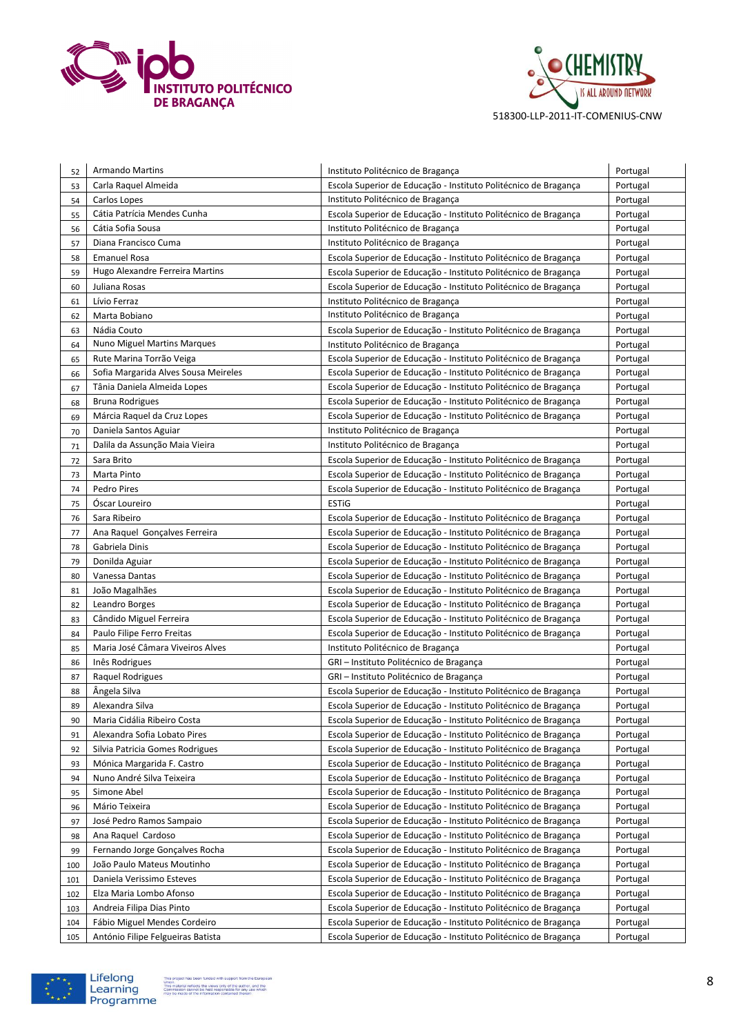| 52 | Armando Martins | Instituto Politécnico de Bragança | Portugal |
|---|---|---|---|
| 53 | Carla Raquel Almeida | Escola Superior de Educação - Instituto Politécnico de Bragança | Portugal |
| 54 | Carlos Lopes | Instituto Politécnico de Bragança | Portugal |
| 55 | Cátia Patrícia Mendes Cunha | Escola Superior de Educação - Instituto Politécnico de Bragança | Portugal |
| 56 | Cátia Sofia Sousa | Instituto Politécnico de Bragança | Portugal |
| 57 | Diana Francisco Cuma | Instituto Politécnico de Bragança | Portugal |
| 58 | Emanuel Rosa | Escola Superior de Educação - Instituto Politécnico de Bragança | Portugal |
| 59 | Hugo Alexandre Ferreira Martins | Escola Superior de Educação - Instituto Politécnico de Bragança | Portugal |
| 60 | Juliana Rosas | Escola Superior de Educação - Instituto Politécnico de Bragança | Portugal |
| 61 | Lívio Ferraz | Instituto Politécnico de Bragança | Portugal |
| 62 | Marta Bobiano | Instituto Politécnico de Bragança | Portugal |
| 63 | Nádia Couto | Escola Superior de Educação - Instituto Politécnico de Bragança | Portugal |
| 64 | Nuno Miguel Martins Marques | Instituto Politécnico de Bragança | Portugal |
| 65 | Rute Marina Torrão Veiga | Escola Superior de Educação - Instituto Politécnico de Bragança | Portugal |
| 66 | Sofia Margarida Alves Sousa Meireles | Escola Superior de Educação - Instituto Politécnico de Bragança | Portugal |
| 67 | Tânia Daniela Almeida Lopes | Escola Superior de Educação - Instituto Politécnico de Bragança | Portugal |
| 68 | Bruna Rodrigues | Escola Superior de Educação - Instituto Politécnico de Bragança | Portugal |
| 69 | Márcia Raquel da Cruz Lopes | Escola Superior de Educação - Instituto Politécnico de Bragança | Portugal |
| 70 | Daniela Santos Aguiar | Instituto Politécnico de Bragança | Portugal |
| 71 | Dalila da Assunção Maia Vieira | Instituto Politécnico de Bragança | Portugal |
| 72 | Sara Brito | Escola Superior de Educação - Instituto Politécnico de Bragança | Portugal |
| 73 | Marta Pinto | Escola Superior de Educação - Instituto Politécnico de Bragança | Portugal |
| 74 | Pedro Pires | Escola Superior de Educação - Instituto Politécnico de Bragança | Portugal |
| 75 | Óscar Loureiro | ESTiG | Portugal |
| 76 | Sara Ribeiro | Escola Superior de Educação - Instituto Politécnico de Bragança | Portugal |
| 77 | Ana Raquel Gonçalves Ferreira | Escola Superior de Educação - Instituto Politécnico de Bragança | Portugal |
| 78 | Gabriela Dinis | Escola Superior de Educação - Instituto Politécnico de Bragança | Portugal |
| 79 | Donilda Aguiar | Escola Superior de Educação - Instituto Politécnico de Bragança | Portugal |
| 80 | Vanessa Dantas | Escola Superior de Educação - Instituto Politécnico de Bragança | Portugal |
| 81 | João Magalhães | Escola Superior de Educação - Instituto Politécnico de Bragança | Portugal |
| 82 | Leandro Borges | Escola Superior de Educação - Instituto Politécnico de Bragança | Portugal |
| 83 | Cândido Miguel Ferreira | Escola Superior de Educação - Instituto Politécnico de Bragança | Portugal |
| 84 | Paulo Filipe Ferro Freitas | Escola Superior de Educação - Instituto Politécnico de Bragança | Portugal |
| 85 | Maria José Câmara Viveiros Alves | Instituto Politécnico de Bragança | Portugal |
| 86 | Inês Rodrigues | GRI – Instituto Politécnico de Bragança | Portugal |
| 87 | Raquel Rodrigues | GRI – Instituto Politécnico de Bragança | Portugal |
| 88 | Ângela Silva | Escola Superior de Educação - Instituto Politécnico de Bragança | Portugal |
| 89 | Alexandra Silva | Escola Superior de Educação - Instituto Politécnico de Bragança | Portugal |
| 90 | Maria Cidália Ribeiro Costa | Escola Superior de Educação - Instituto Politécnico de Bragança | Portugal |
| 91 | Alexandra Sofia Lobato Pires | Escola Superior de Educação - Instituto Politécnico de Bragança | Portugal |
| 92 | Silvia Patricia Gomes Rodrigues | Escola Superior de Educação - Instituto Politécnico de Bragança | Portugal |
| 93 | Mónica Margarida F. Castro | Escola Superior de Educação - Instituto Politécnico de Bragança | Portugal |
| 94 | Nuno André Silva Teixeira | Escola Superior de Educação - Instituto Politécnico de Bragança | Portugal |
| 95 | Simone Abel | Escola Superior de Educação - Instituto Politécnico de Bragança | Portugal |
| 96 | Mário Teixeira | Escola Superior de Educação - Instituto Politécnico de Bragança | Portugal |
| 97 | José Pedro Ramos Sampaio | Escola Superior de Educação - Instituto Politécnico de Bragança | Portugal |
| 98 | Ana Raquel Cardoso | Escola Superior de Educação - Instituto Politécnico de Bragança | Portugal |
| 99 | Fernando Jorge Gonçalves Rocha | Escola Superior de Educação - Instituto Politécnico de Bragança | Portugal |
| 100 | João Paulo Mateus Moutinho | Escola Superior de Educação - Instituto Politécnico de Bragança | Portugal |
| 101 | Daniela Verissimo Esteves | Escola Superior de Educação - Instituto Politécnico de Bragança | Portugal |
| 102 | Elza Maria Lombo Afonso | Escola Superior de Educação - Instituto Politécnico de Bragança | Portugal |
| 103 | Andreia Filipa Dias Pinto | Escola Superior de Educação - Instituto Politécnico de Bragança | Portugal |
| 104 | Fábio Miguel Mendes Cordeiro | Escola Superior de Educação - Instituto Politécnico de Bragança | Portugal |
| 105 | António Filipe Felgueiras Batista | Escola Superior de Educação - Instituto Politécnico de Bragança | Portugal |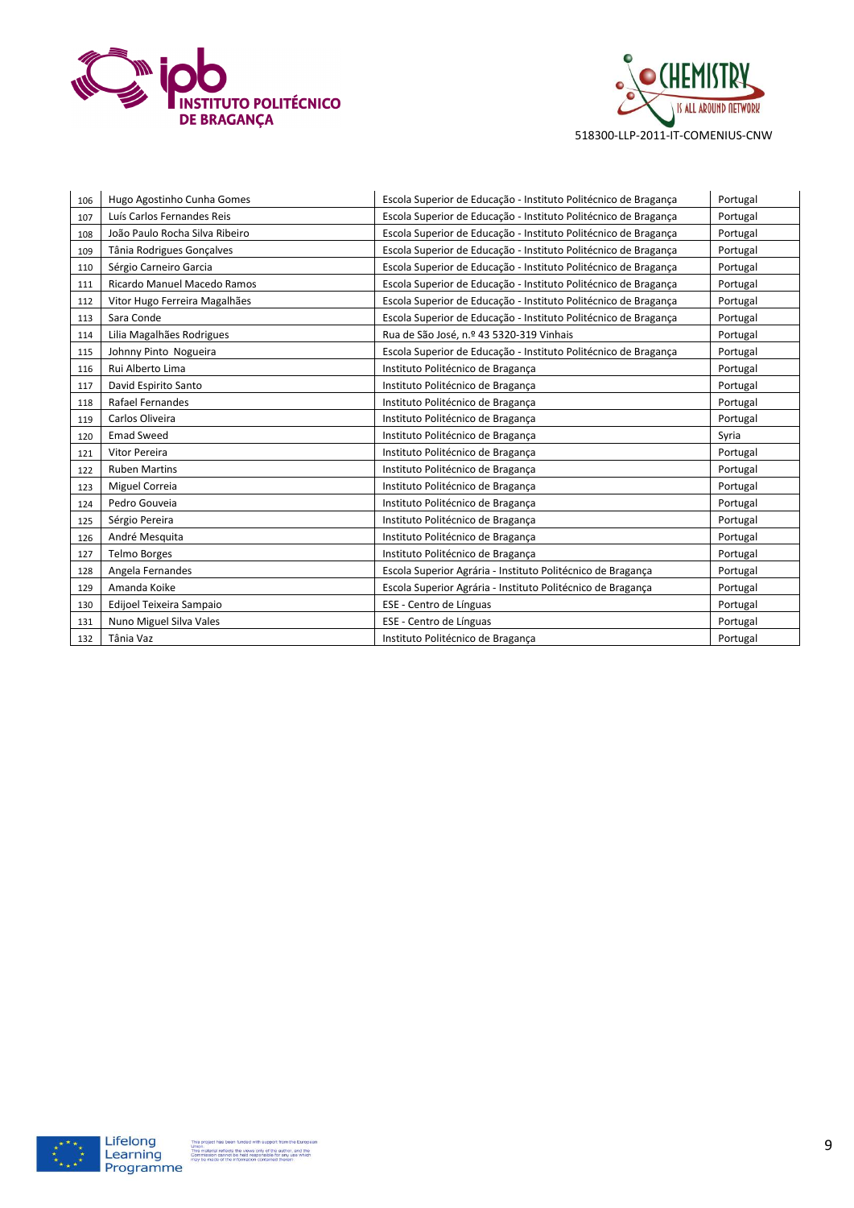| 106 | Hugo Agostinho Cunha Gomes | Escola Superior de Educação - Instituto Politécnico de Bragança | Portugal |
|---|---|---|---|
| 107 | Luís Carlos Fernandes Reis | Escola Superior de Educação - Instituto Politécnico de Bragança | Portugal |
| 108 | João Paulo Rocha Silva Ribeiro | Escola Superior de Educação - Instituto Politécnico de Bragança | Portugal |
| 109 | Tânia Rodrigues Gonçalves | Escola Superior de Educação - Instituto Politécnico de Bragança | Portugal |
| 110 | Sérgio Carneiro Garcia | Escola Superior de Educação - Instituto Politécnico de Bragança | Portugal |
| 111 | Ricardo Manuel Macedo Ramos | Escola Superior de Educação - Instituto Politécnico de Bragança | Portugal |
| 112 | Vitor Hugo Ferreira Magalhães | Escola Superior de Educação - Instituto Politécnico de Bragança | Portugal |
| 113 | Sara Conde | Escola Superior de Educação - Instituto Politécnico de Bragança | Portugal |
| 114 | Lilia Magalhães Rodrigues | Rua de São José, n.º 43 5320-319 Vinhais | Portugal |
| 115 | Johnny Pinto Nogueira | Escola Superior de Educação - Instituto Politécnico de Bragança | Portugal |
| 116 | Rui Alberto Lima | Instituto Politécnico de Bragança | Portugal |
| 117 | David Espirito Santo | Instituto Politécnico de Bragança | Portugal |
| 118 | Rafael Fernandes | Instituto Politécnico de Bragança | Portugal |
| 119 | Carlos Oliveira | Instituto Politécnico de Bragança | Portugal |
| 120 | Emad Sweed | Instituto Politécnico de Bragança | Syria |
| 121 | Vitor Pereira | Instituto Politécnico de Bragança | Portugal |
| 122 | Ruben Martins | Instituto Politécnico de Bragança | Portugal |
| 123 | Miguel Correia | Instituto Politécnico de Bragança | Portugal |
| 124 | Pedro Gouveia | Instituto Politécnico de Bragança | Portugal |
| 125 | Sérgio Pereira | Instituto Politécnico de Bragança | Portugal |
| 126 | André Mesquita | Instituto Politécnico de Bragança | Portugal |
| 127 | Telmo Borges | Instituto Politécnico de Bragança | Portugal |
| 128 | Angela Fernandes | Escola Superior Agrária - Instituto Politécnico de Bragança | Portugal |
| 129 | Amanda Koike | Escola Superior Agrária - Instituto Politécnico de Bragança | Portugal |
| 130 | Edijoel Teixeira Sampaio | ESE - Centro de Línguas | Portugal |
| 131 | Nuno Miguel Silva Vales | ESE - Centro de Línguas | Portugal |
| 132 | Tânia Vaz | Instituto Politécnico de Bragança | Portugal |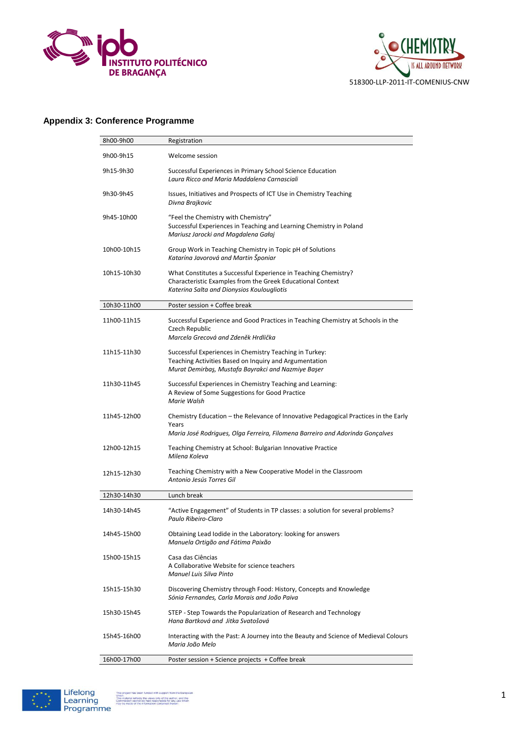## Appendix 3: Conference Programme

| | |
|---|---|
| 8h00-9h00 | Registration |
| 9h00-9h15 | Welcome session |
| 9h15-9h30 | Successful Experiences in Primary School Science Education<br>*Laura Ricco and Maria Maddalena Carnasciali* |
| 9h30-9h45 | Issues, Initiatives and Prospects of ICT Use in Chemistry Teaching<br>*Divna Brajkovic* |
| 9h45-10h00 | "Feel the Chemistry with Chemistry"<br>Successful Experiences in Teaching and Learning Chemistry in Poland<br>*Mariusz Jarocki and Magdalena Gałaj* |
| 10h00-10h15 | Group Work in Teaching Chemistry in Topic pH of Solutions<br>*Katarína Javorová and Martin Šponiar* |
| 10h15-10h30 | What Constitutes a Successful Experience in Teaching Chemistry?<br>Characteristic Examples from the Greek Educational Context<br>*Katerina Salta and Dionysios Koulougliotis* |
| 10h30-11h00 | Poster session + Coffee break |
| 11h00-11h15 | Successful Experience and Good Practices in Teaching Chemistry at Schools in the Czech Republic<br>*Marcela Grecová and Zdeněk Hrdlička* |
| 11h15-11h30 | Successful Experiences in Chemistry Teaching in Turkey:<br>Teaching Activities Based on Inquiry and Argumentation<br>*Murat Demirbaş, Mustafa Bayrakci and Nazmiye Başer* |
| 11h30-11h45 | Successful Experiences in Chemistry Teaching and Learning:<br>A Review of Some Suggestions for Good Practice<br>*Marie Walsh* |
| 11h45-12h00 | Chemistry Education – the Relevance of Innovative Pedagogical Practices in the Early Years<br>*Maria José Rodrigues, Olga Ferreira, Filomena Barreiro and Adorinda Gonçalves* |
| 12h00-12h15 | Teaching Chemistry at School: Bulgarian Innovative Practice<br>*Milena Koleva* |
| 12h15-12h30 | Teaching Chemistry with a New Cooperative Model in the Classroom<br>*Antonio Jesús Torres Gil* |
| 12h30-14h30 | Lunch break |
| 14h30-14h45 | "Active Engagement" of Students in TP classes: a solution for several problems?<br>*Paulo Ribeiro-Claro* |
| 14h45-15h00 | Obtaining Lead Iodide in the Laboratory: looking for answers<br>*Manuela Ortigão and Fátima Paixão* |
| 15h00-15h15 | Casa das Ciências<br>A Collaborative Website for science teachers<br>*Manuel Luis Silva Pinto* |
| 15h15-15h30 | Discovering Chemistry through Food: History, Concepts and Knowledge<br>*Sónia Fernandes, Carla Morais and João Paiva* |
| 15h30-15h45 | STEP - Step Towards the Popularization of Research and Technology<br>*Hana Bartková and Jitka Svatošová* |
| 15h45-16h00 | Interacting with the Past: A Journey into the Beauty and Science of Medieval Colours<br>*Maria João Melo* |
| 16h00-17h00 | Poster session + Science projects + Coffee break |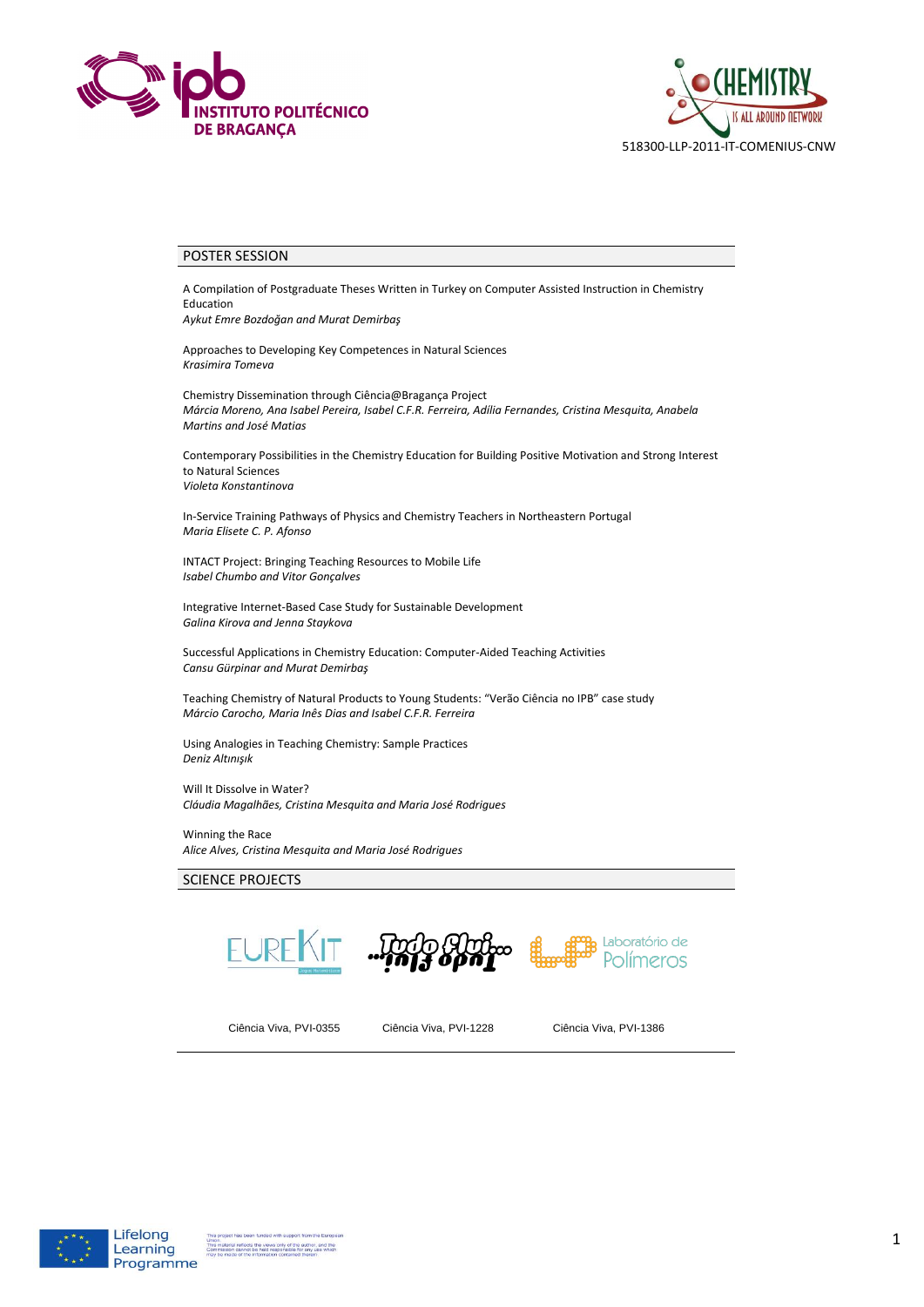518300-LLP-2011-IT-COMENIUS-CNW

## POSTER SESSION

A Compilation of Postgraduate Theses Written in Turkey on Computer Assisted Instruction in Chemistry Education
*Aykut Emre Bozdoğan and Murat Demirbaş*

Approaches to Developing Key Competences in Natural Sciences
*Krasimira Tomeva*

Chemistry Dissemination through Ciência@Bragança Project
*Márcia Moreno, Ana Isabel Pereira, Isabel C.F.R. Ferreira, Adília Fernandes, Cristina Mesquita, Anabela Martins and José Matias*

Contemporary Possibilities in the Chemistry Education for Building Positive Motivation and Strong Interest to Natural Sciences
*Violeta Konstantinova*

In-Service Training Pathways of Physics and Chemistry Teachers in Northeastern Portugal
*Maria Elisete C. P. Afonso*

INTACT Project: Bringing Teaching Resources to Mobile Life
*Isabel Chumbo and Vitor Gonçalves*

Integrative Internet-Based Case Study for Sustainable Development
*Galina Kirova and Jenna Staykova*

Successful Applications in Chemistry Education: Computer-Aided Teaching Activities
*Cansu Gürpinar and Murat Demirbaş*

Teaching Chemistry of Natural Products to Young Students: "Verão Ciência no IPB" case study
*Márcio Carocho, Maria Inês Dias and Isabel C.F.R. Ferreira*

Using Analogies in Teaching Chemistry: Sample Practices
*Deniz Altınışık*

Will It Dissolve in Water?
*Cláudia Magalhães, Cristina Mesquita and Maria José Rodrigues*

Winning the Race
*Alice Alves, Cristina Mesquita and Maria José Rodrigues*

## SCIENCE PROJECTS

Ciência Viva, PVI-0355

Ciência Viva, PVI-1228

Ciência Viva, PVI-1386